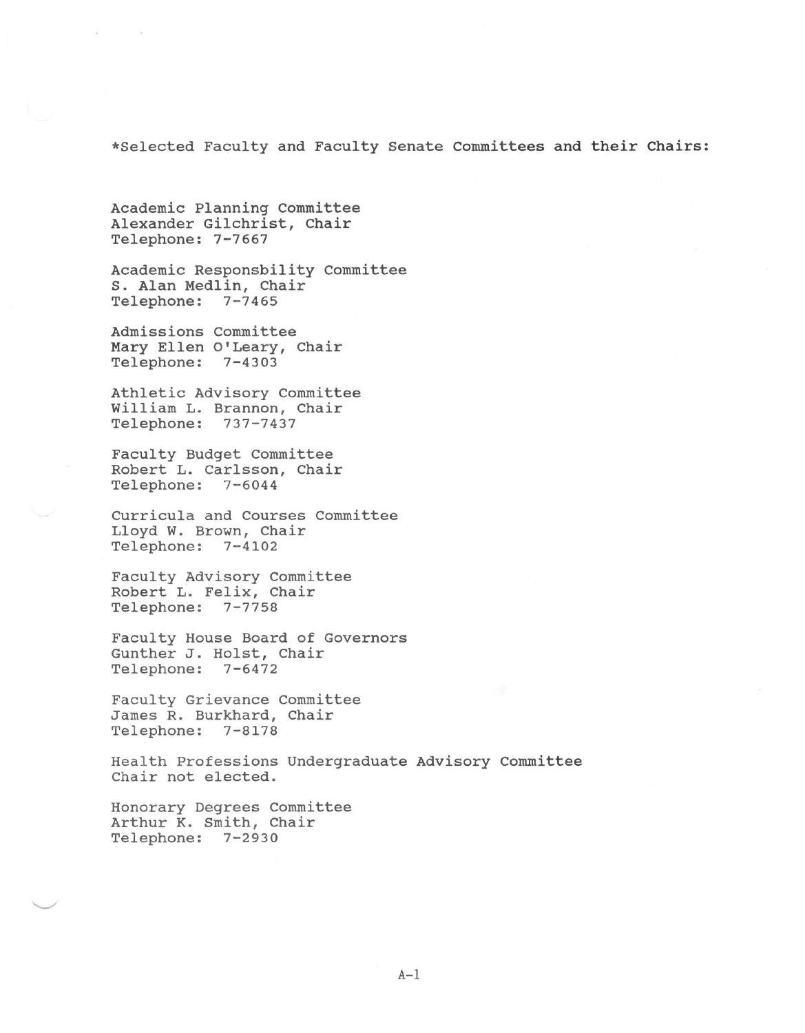*Selected Faculty and Faculty Senate Committees and their Chairs:

Academic Planning Committee
Alexander Gilchrist, Chair
Telephone: 7-7667

Academic Responsbility Committee
S. Alan Medlin, Chair
Telephone: 7-7465

Admissions Committee
Mary Ellen O'Leary, Chair
Telephone: 7-4303

Athletic Advisory Committee
William L. Brannon, Chair
Telephone: 737-7437

Faculty Budget Committee
Robert L. Carlsson, Chair
Telephone: 7-6044

Curricula and Courses Committee
Lloyd W. Brown, Chair
Telephone: 7-4102

Faculty Advisory Committee
Robert L. Felix, Chair
Telephone: 7-7758

Faculty House Board of Governors
Gunther J. Holst, Chair
Telephone: 7-6472

Faculty Grievance Committee
James R. Burkhard, Chair
Telephone: 7-8178

Health Professions Undergraduate Advisory Committee
Chair not elected.

Honorary Degrees Committee
Arthur K. Smith, Chair
Telephone: 7-2930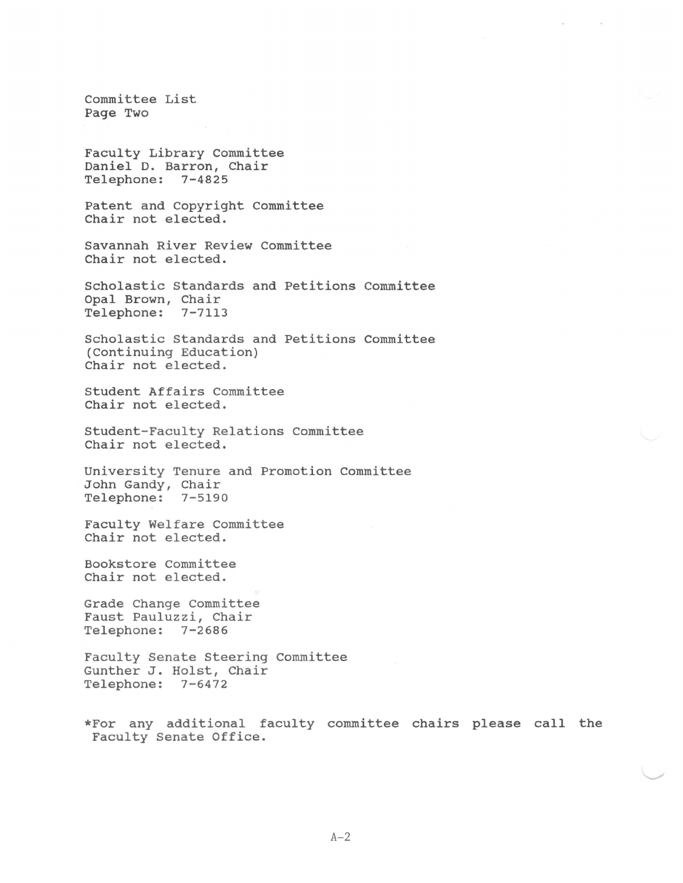Committee List
Page Two

Faculty Library Committee
Daniel D. Barron, Chair
Telephone: 7-4825

Patent and Copyright Committee
Chair not elected.

Savannah River Review Committee
Chair not elected.

Scholastic Standards and Petitions Committee
Opal Brown, Chair
Telephone: 7-7113

Scholastic Standards and Petitions Committee
(Continuing Education)
Chair not elected.

Student Affairs Committee
Chair not elected.

Student-Faculty Relations Committee
Chair not elected.

University Tenure and Promotion Committee
John Gandy, Chair
Telephone: 7-5190

Faculty Welfare Committee
Chair not elected.

Bookstore Committee
Chair not elected.

Grade Change Committee
Faust Pauluzzi, Chair
Telephone: 7-2686

Faculty Senate Steering Committee
Gunther J. Holst, Chair
Telephone: 7-6472

*For any additional faculty committee chairs please call the Faculty Senate Office.